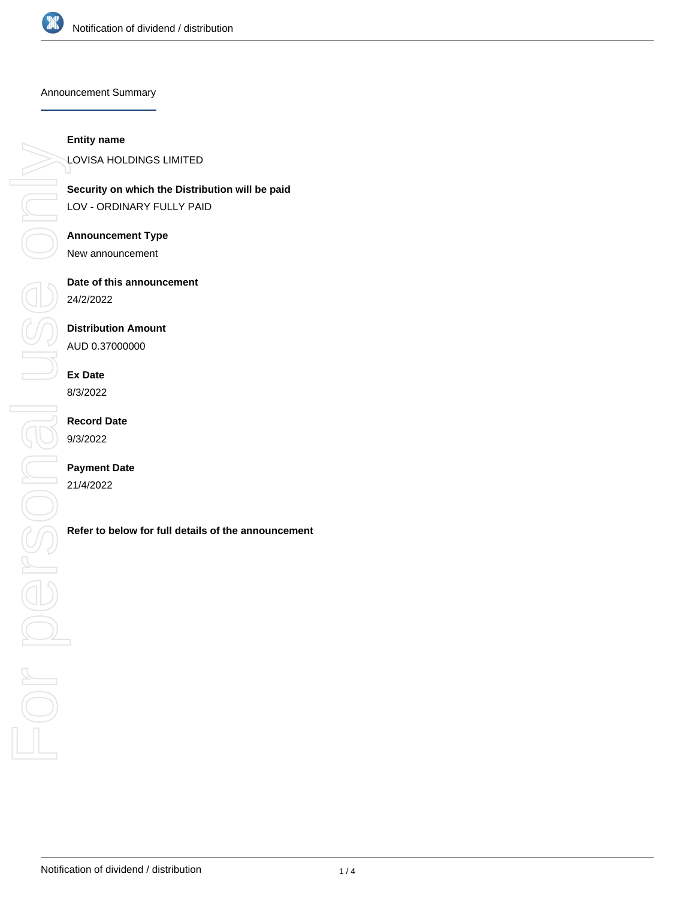Announcement Summary

**Entity name**

LOVISA HOLDINGS LIMITED

**Security on which the Distribution will be paid**

LOV - ORDINARY FULLY PAID

**Announcement Type**

New announcement

**Date of this announcement**

24/2/2022

**Distribution Amount**

AUD 0.37000000

**Ex Date**

8/3/2022

**Record Date**

9/3/2022

**Payment Date**

21/4/2022

**Refer to below for full details of the announcement**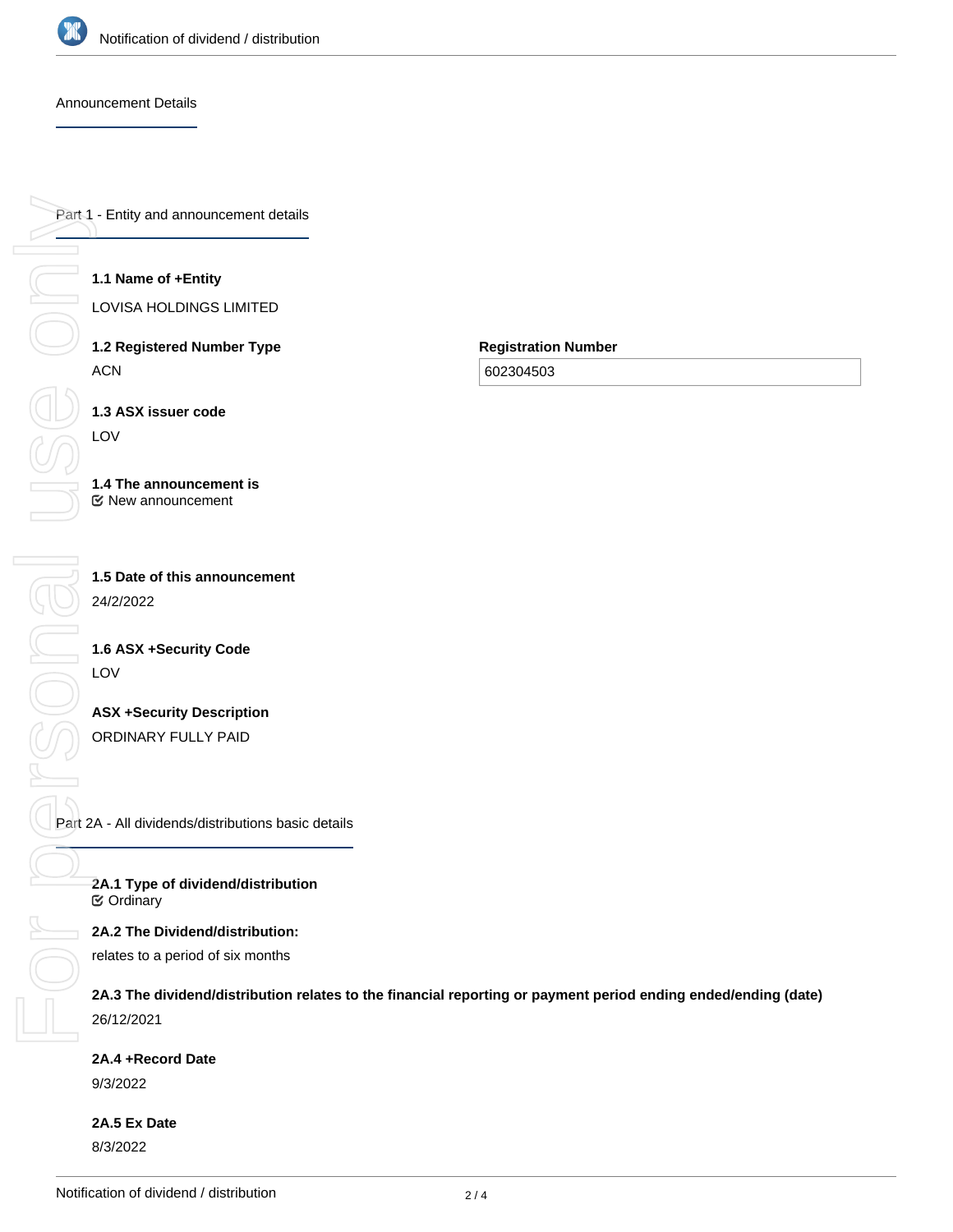Announcement Details

## Part 1 - Entity and announcement details

**1.1 Name of +Entity**

LOVISA HOLDINGS LIMITED

**1.2 Registered Number Type**

ACN

**Registration Number**

602304503

**1.3 ASX issuer code**

LOV

**1.4 The announcement is**

New announcement

**1.5 Date of this announcement**

24/2/2022

**1.6 ASX +Security Code**

LOV

**ASX +Security Description**

ORDINARY FULLY PAID

## Part 2A - All dividends/distributions basic details

**2A.1 Type of dividend/distribution**

Ordinary

**2A.2 The Dividend/distribution:**

relates to a period of six months

**2A.3 The dividend/distribution relates to the financial reporting or payment period ending ended/ending (date)**

26/12/2021

**2A.4 +Record Date**

9/3/2022

**2A.5 Ex Date**

8/3/2022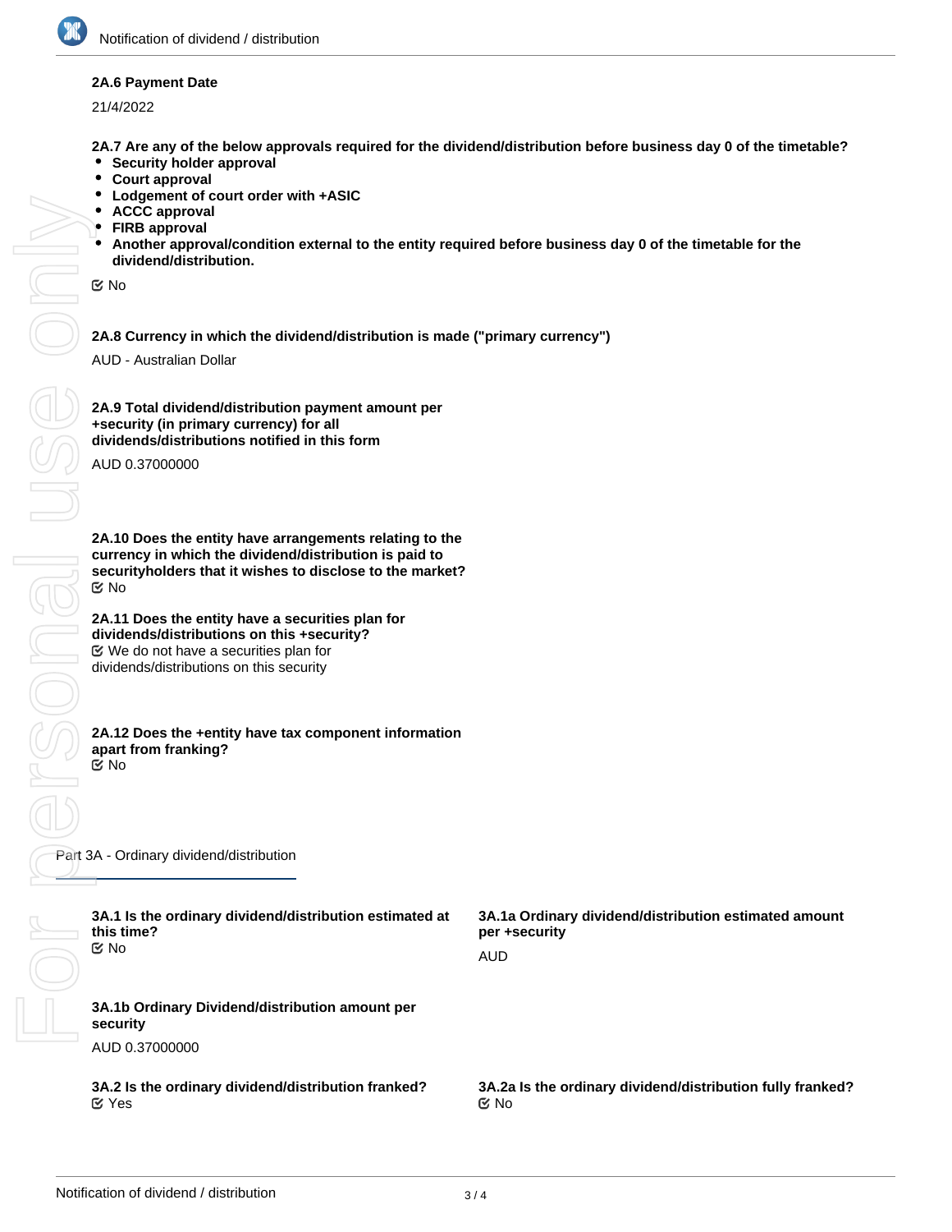**2A.6 Payment Date**

21/4/2022

**2A.7 Are any of the below approvals required for the dividend/distribution before business day 0 of the timetable?**

- **Security holder approval**
- **Court approval**
- **Lodgement of court order with +ASIC**
- **ACCC approval**
- **FIRB approval**
- **Another approval/condition external to the entity required before business day 0 of the timetable for the dividend/distribution.**

☑ No

**2A.8 Currency in which the dividend/distribution is made ("primary currency")**

AUD - Australian Dollar

**2A.9 Total dividend/distribution payment amount per +security (in primary currency) for all dividends/distributions notified in this form**

AUD 0.37000000

**2A.10 Does the entity have arrangements relating to the currency in which the dividend/distribution is paid to securityholders that it wishes to disclose to the market?**

☑ No

**2A.11 Does the entity have a securities plan for dividends/distributions on this +security?**

☑ We do not have a securities plan for dividends/distributions on this security

**2A.12 Does the +entity have tax component information apart from franking?**

☑ No

## Part 3A - Ordinary dividend/distribution

**3A.1 Is the ordinary dividend/distribution estimated at this time?**

☑ No

**3A.1a Ordinary dividend/distribution estimated amount per +security**

AUD

**3A.1b Ordinary Dividend/distribution amount per security**

AUD 0.37000000

**3A.2 Is the ordinary dividend/distribution franked?**

☑ Yes

**3A.2a Is the ordinary dividend/distribution fully franked?**

☑ No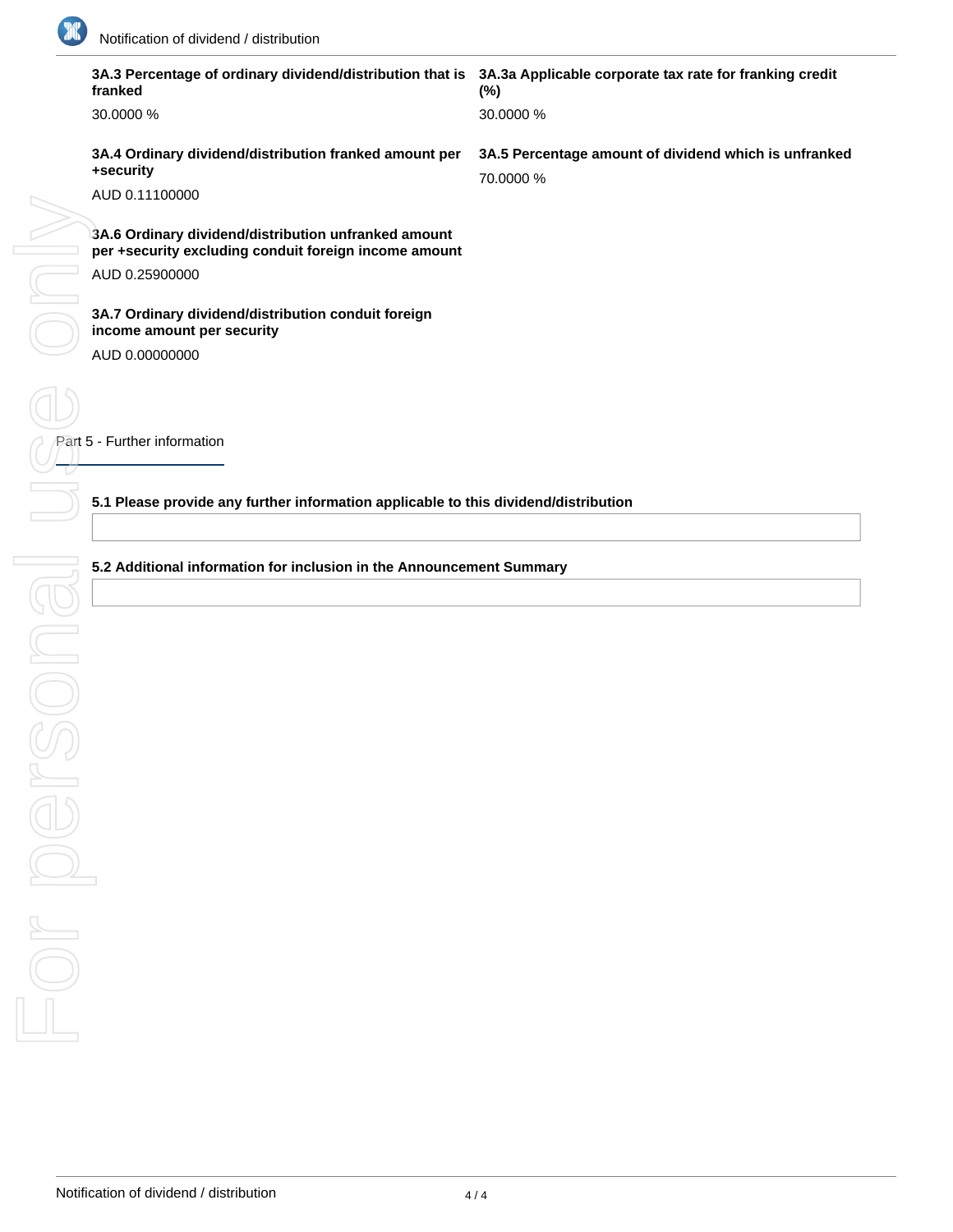**3A.3 Percentage of ordinary dividend/distribution that is franked**

30.0000 %

**3A.3a Applicable corporate tax rate for franking credit (%)**

30.0000 %

**3A.4 Ordinary dividend/distribution franked amount per +security**

AUD 0.11100000

**3A.5 Percentage amount of dividend which is unfranked**

70.0000 %

**3A.6 Ordinary dividend/distribution unfranked amount per +security excluding conduit foreign income amount**

AUD 0.25900000

**3A.7 Ordinary dividend/distribution conduit foreign income amount per security**

AUD 0.00000000

## Part 5 - Further information

**5.1 Please provide any further information applicable to this dividend/distribution**

**5.2 Additional information for inclusion in the Announcement Summary**